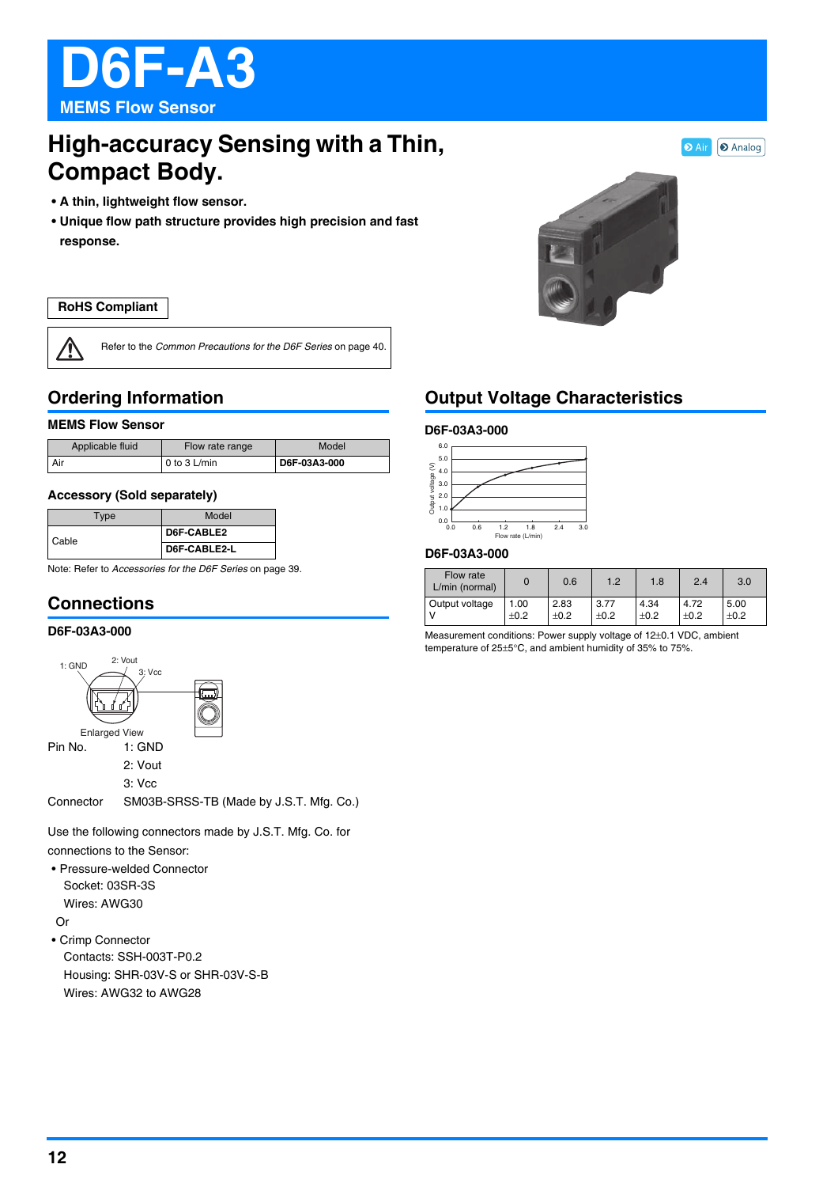# D6F-A3

**MEMS Flow Sensor**

Air | Analog

## High-accuracy Sensing with a Thin, Compact Body.

- **A thin, lightweight flow sensor.**
- **Unique flow path structure provides high precision and fast response.**

**RoHS Compliant**

Refer to the *Common Precautions for the D6F Series* on page 40.

## Ordering Information

### MEMS Flow Sensor

| Applicable fluid | Flow rate range | Model |
|---|---|---|
| Air | 0 to 3 L/min | **D6F-03A3-000** |

### Accessory (Sold separately)

| Type | Model |
|---|---|
| Cable | **D6F-CABLE2** |
| | **D6F-CABLE2-L** |

Note: Refer to *Accessories for the D6F Series* on page 39.

## Connections

### D6F-03A3-000

1: GND　2: Vout　3: Vcc

Enlarged View

Pin No.　1: GND
　　　　2: Vout
　　　　3: Vcc

Connector　SM03B-SRSS-TB (Made by J.S.T. Mfg. Co.)

Use the following connectors made by J.S.T. Mfg. Co. for connections to the Sensor:

- Pressure-welded Connector
  Socket: 03SR-3S
  Wires: AWG30

Or

- Crimp Connector
  Contacts: SSH-003T-P0.2
  Housing: SHR-03V-S or SHR-03V-S-B
  Wires: AWG32 to AWG28

## Output Voltage Characteristics

### D6F-03A3-000

Output voltage (V) vs. Flow rate (L/min)

### D6F-03A3-000

| Flow rate L/min (normal) | 0 | 0.6 | 1.2 | 1.8 | 2.4 | 3.0 |
|---|---|---|---|---|---|---|
| Output voltage V | 1.00 ±0.2 | 2.83 ±0.2 | 3.77 ±0.2 | 4.34 ±0.2 | 4.72 ±0.2 | 5.00 ±0.2 |

Measurement conditions: Power supply voltage of 12±0.1 VDC, ambient temperature of 25±5°C, and ambient humidity of 35% to 75%.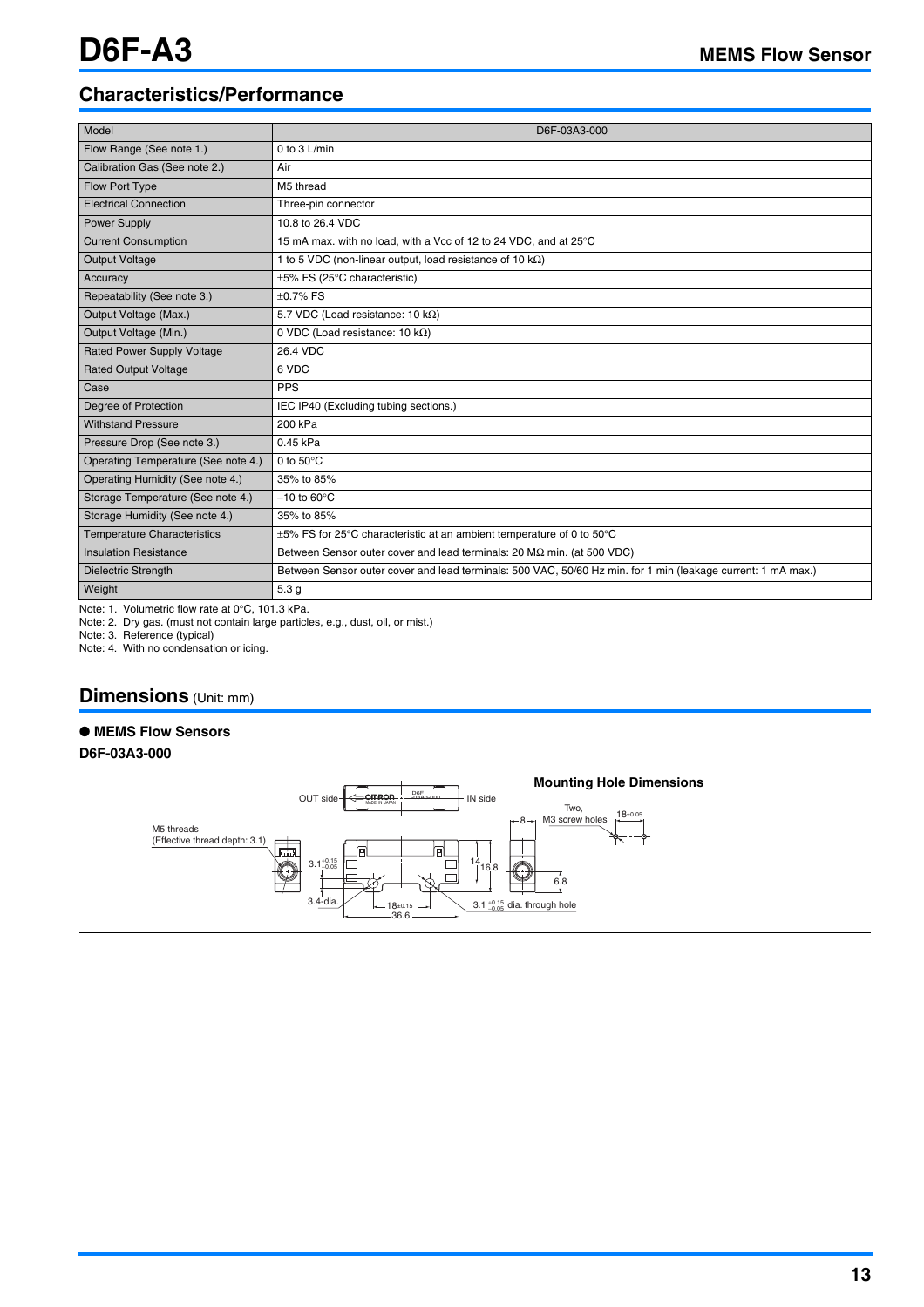# D6F-A3

## Characteristics/Performance

| Model | D6F-03A3-000 |
|---|---|
| Flow Range (See note 1.) | 0 to 3 L/min |
| Calibration Gas (See note 2.) | Air |
| Flow Port Type | M5 thread |
| Electrical Connection | Three-pin connector |
| Power Supply | 10.8 to 26.4 VDC |
| Current Consumption | 15 mA max. with no load, with a Vcc of 12 to 24 VDC, and at 25°C |
| Output Voltage | 1 to 5 VDC (non-linear output, load resistance of 10 kΩ) |
| Accuracy | ±5% FS (25°C characteristic) |
| Repeatability (See note 3.) | ±0.7% FS |
| Output Voltage (Max.) | 5.7 VDC (Load resistance: 10 kΩ) |
| Output Voltage (Min.) | 0 VDC (Load resistance: 10 kΩ) |
| Rated Power Supply Voltage | 26.4 VDC |
| Rated Output Voltage | 6 VDC |
| Case | PPS |
| Degree of Protection | IEC IP40 (Excluding tubing sections.) |
| Withstand Pressure | 200 kPa |
| Pressure Drop (See note 3.) | 0.45 kPa |
| Operating Temperature (See note 4.) | 0 to 50°C |
| Operating Humidity (See note 4.) | 35% to 85% |
| Storage Temperature (See note 4.) | −10 to 60°C |
| Storage Humidity (See note 4.) | 35% to 85% |
| Temperature Characteristics | ±5% FS for 25°C characteristic at an ambient temperature of 0 to 50°C |
| Insulation Resistance | Between Sensor outer cover and lead terminals: 20 MΩ min. (at 500 VDC) |
| Dielectric Strength | Between Sensor outer cover and lead terminals: 500 VAC, 50/60 Hz min. for 1 min (leakage current: 1 mA max.) |
| Weight | 5.3 g |

Note: 1. Volumetric flow rate at 0°C, 101.3 kPa.
Note: 2. Dry gas. (must not contain large particles, e.g., dust, oil, or mist.)
Note: 3. Reference (typical)
Note: 4. With no condensation or icing.

## Dimensions (Unit: mm)

● **MEMS Flow Sensors**

**D6F-03A3-000**

OUT side, IN side, M5 threads (Effective thread depth: 3.1), $3.1^{+0.15}_{-0.05}$, 3.4-dia., $18\pm0.15$, 36.6, 14, 16.8, 8, 6.8, $3.1^{+0.15}_{-0.05}$ dia. through hole

**Mounting Hole Dimensions**

Two, M3 screw holes, $18\pm0.05$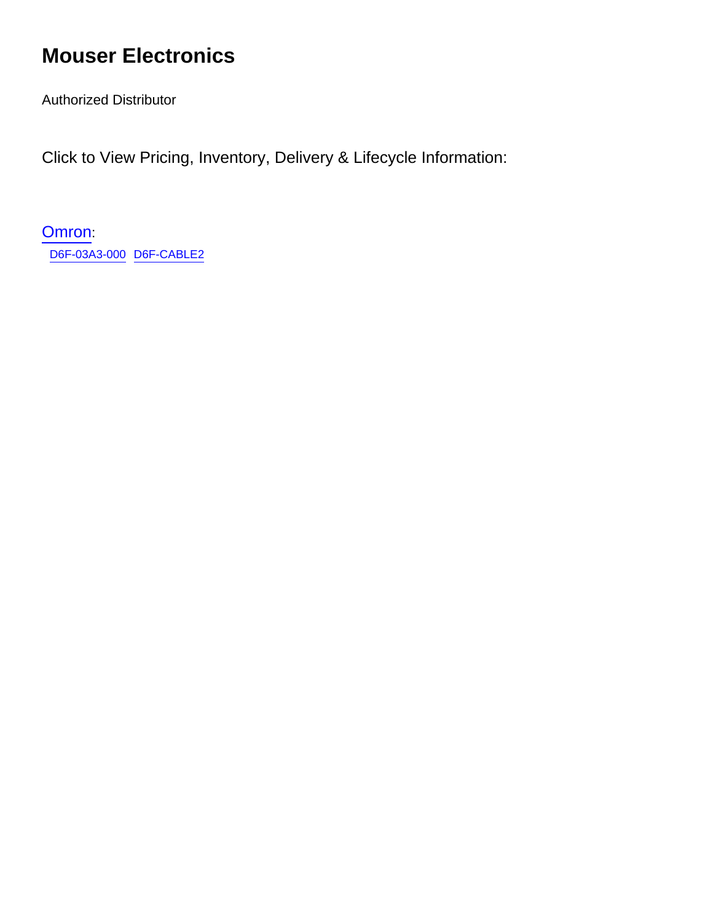# Mouser Electronics

Authorized Distributor

Click to View Pricing, Inventory, Delivery & Lifecycle Information:

Omron:

D6F-03A3-000 D6F-CABLE2